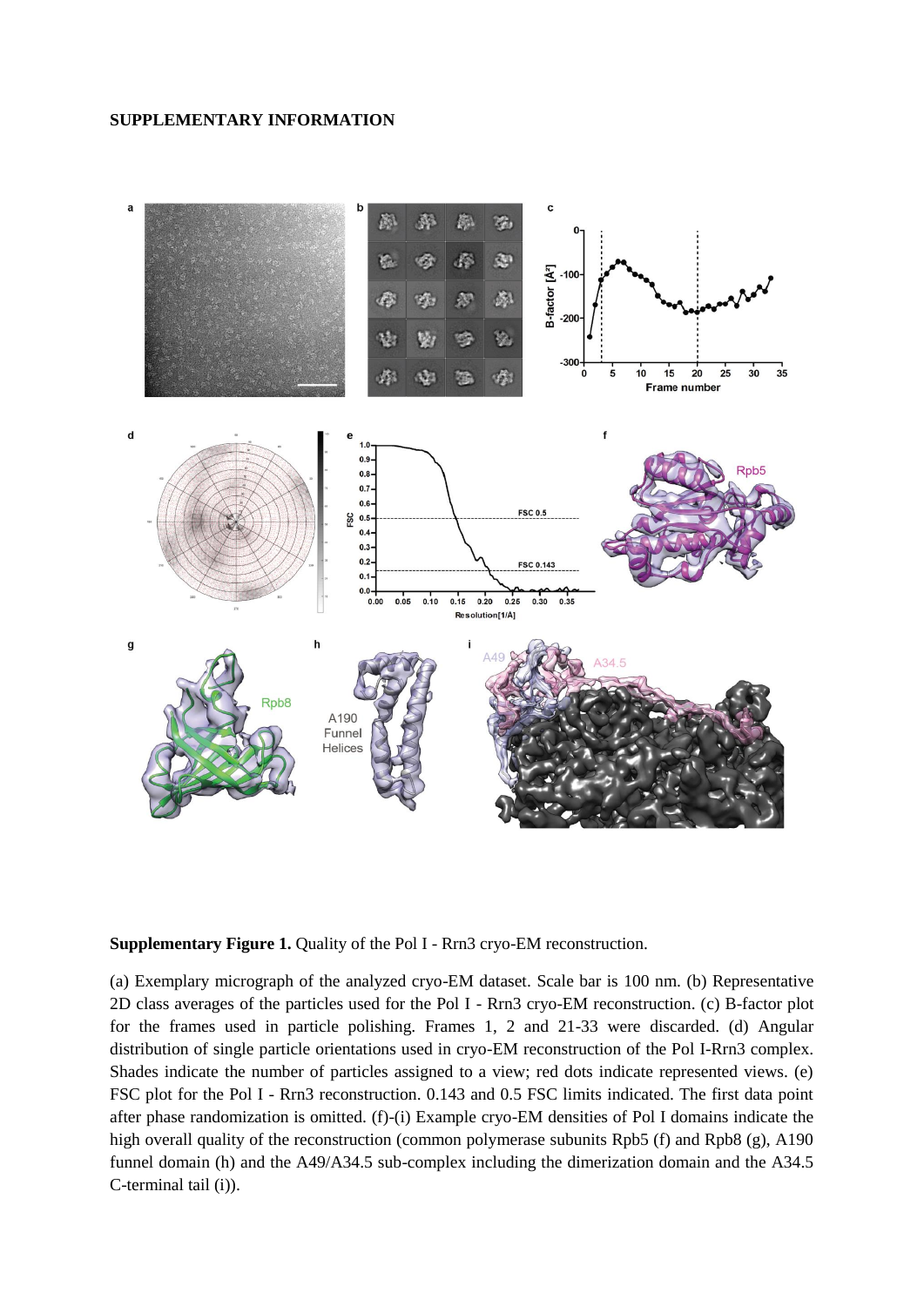**SUPPLEMENTARY INFORMATION**

**Supplementary Figure 1.** Quality of the Pol I - Rrn3 cryo-EM reconstruction.

(a) Exemplary micrograph of the analyzed cryo-EM dataset. Scale bar is 100 nm. (b) Representative 2D class averages of the particles used for the Pol I - Rrn3 cryo-EM reconstruction. (c) B-factor plot for the frames used in particle polishing. Frames 1, 2 and 21-33 were discarded. (d) Angular distribution of single particle orientations used in cryo-EM reconstruction of the Pol I-Rrn3 complex. Shades indicate the number of particles assigned to a view; red dots indicate represented views. (e) FSC plot for the Pol I - Rrn3 reconstruction. 0.143 and 0.5 FSC limits indicated. The first data point after phase randomization is omitted. (f)-(i) Example cryo-EM densities of Pol I domains indicate the high overall quality of the reconstruction (common polymerase subunits Rpb5 (f) and Rpb8 (g), A190 funnel domain (h) and the A49/A34.5 sub-complex including the dimerization domain and the A34.5 C-terminal tail (i)).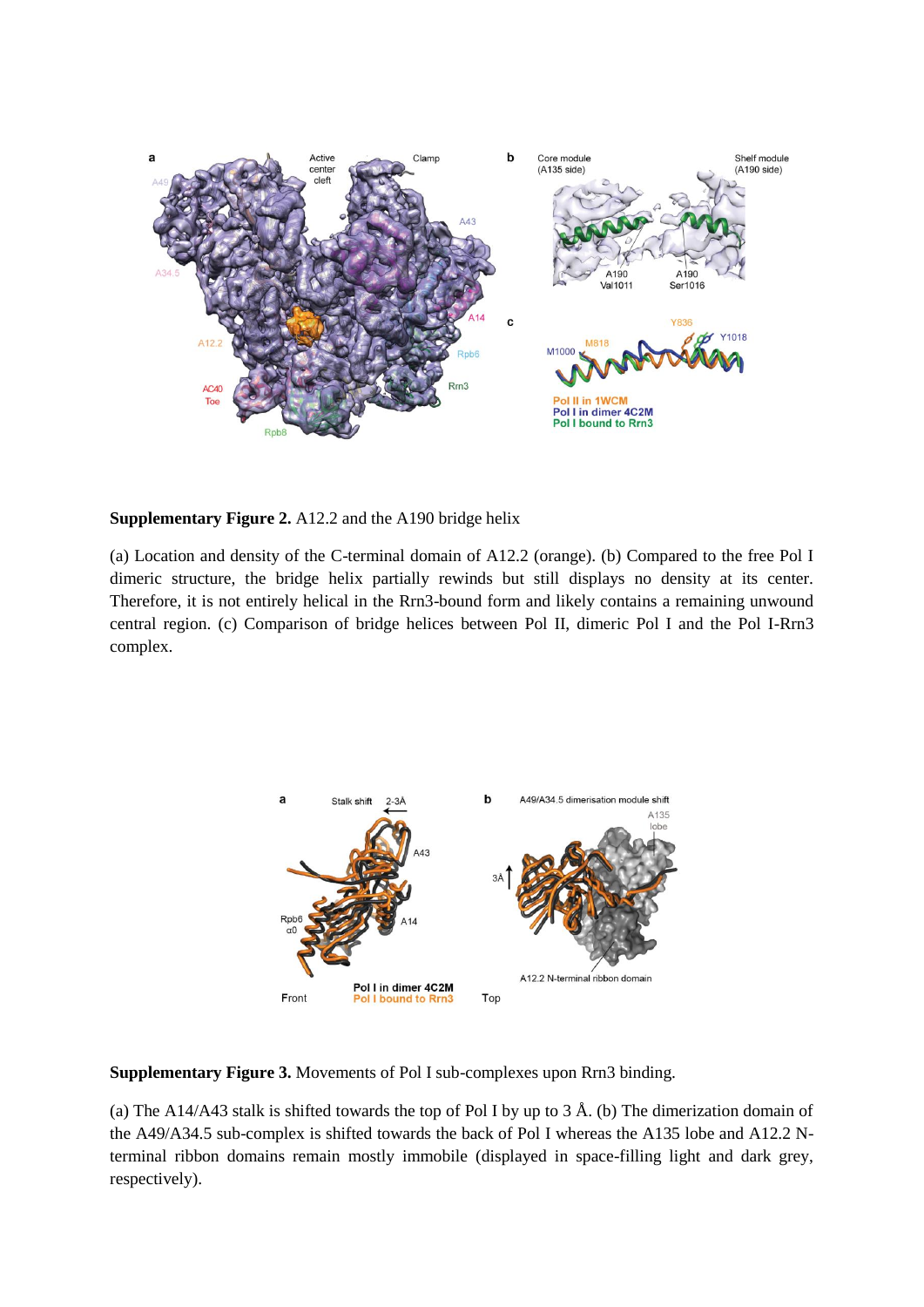a

Active center cleft

Clamp

A49

A43

A34.5

A14

A12.2

Rpb6

AC40 Toe

Rrn3

Rpb8

b

Core module (A135 side)

Shelf module (A190 side)

A190 Val1011

A190 Ser1016

c

Y836

Y1018

M1000

M818

Pol II in 1WCM

Pol I in dimer 4C2M

Pol I bound to Rrn3

**Supplementary Figure 2.** A12.2 and the A190 bridge helix

(a) Location and density of the C-terminal domain of A12.2 (orange). (b) Compared to the free Pol I dimeric structure, the bridge helix partially rewinds but still displays no density at its center. Therefore, it is not entirely helical in the Rrn3-bound form and likely contains a remaining unwound central region. (c) Comparison of bridge helices between Pol II, dimeric Pol I and the Pol I-Rrn3 complex.

a

Stalk shift 2-3Å

A43

Rpb6 α0

A14

Pol I in dimer 4C2M

Pol I bound to Rrn3

Front

b

A49/A34.5 dimerisation module shift

A135 lobe

3Å

A12.2 N-terminal ribbon domain

Top

**Supplementary Figure 3.** Movements of Pol I sub-complexes upon Rrn3 binding.

(a) The A14/A43 stalk is shifted towards the top of Pol I by up to 3 Å. (b) The dimerization domain of the A49/A34.5 sub-complex is shifted towards the back of Pol I whereas the A135 lobe and A12.2 N-terminal ribbon domains remain mostly immobile (displayed in space-filling light and dark grey, respectively).